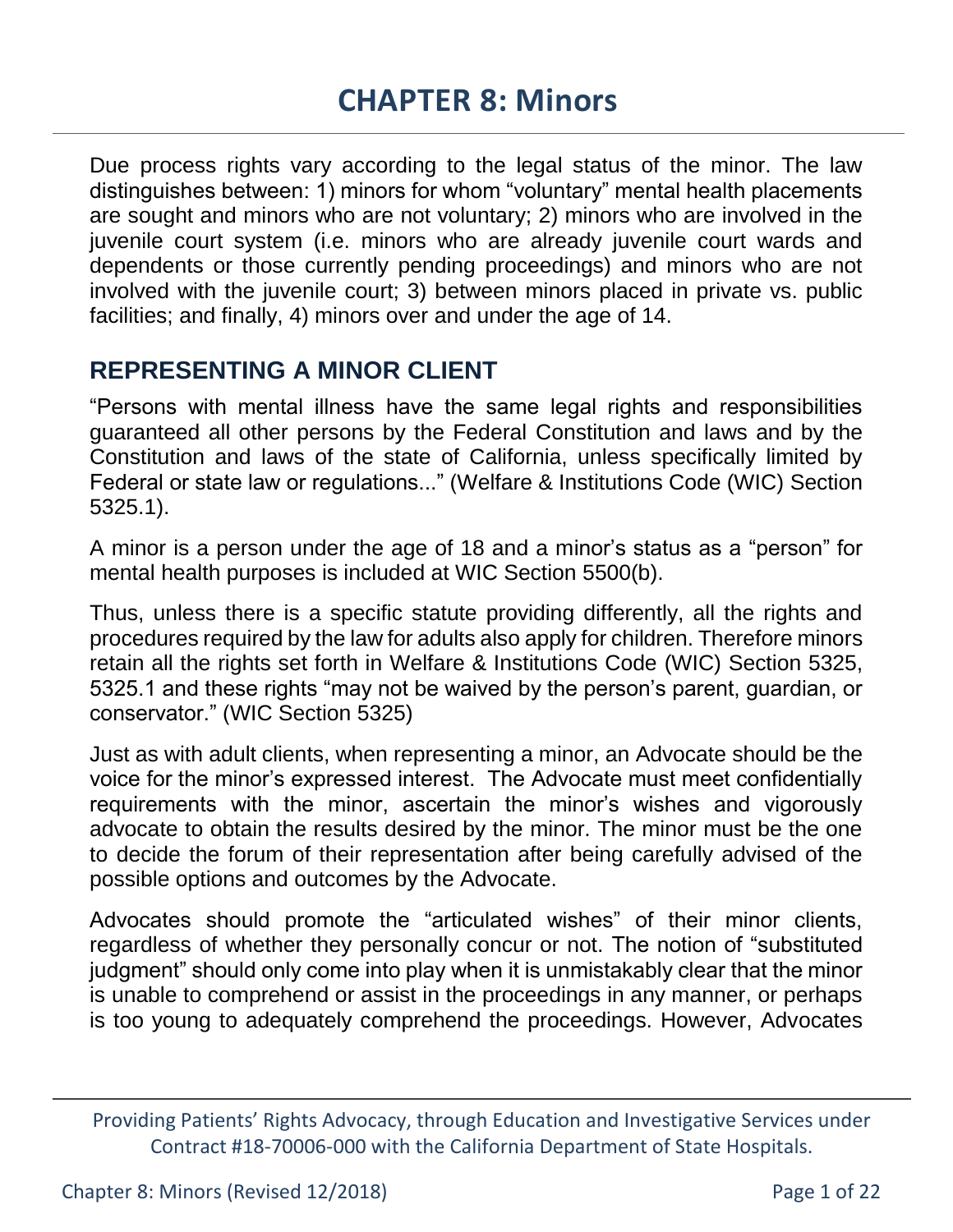# CHAPTER 8: Minors

Due process rights vary according to the legal status of the minor. The law distinguishes between: 1) minors for whom "voluntary" mental health placements are sought and minors who are not voluntary; 2) minors who are involved in the juvenile court system (i.e. minors who are already juvenile court wards and dependents or those currently pending proceedings) and minors who are not involved with the juvenile court; 3) between minors placed in private vs. public facilities; and finally, 4) minors over and under the age of 14.

## REPRESENTING A MINOR CLIENT

"Persons with mental illness have the same legal rights and responsibilities guaranteed all other persons by the Federal Constitution and laws and by the Constitution and laws of the state of California, unless specifically limited by Federal or state law or regulations..." (Welfare & Institutions Code (WIC) Section 5325.1).

A minor is a person under the age of 18 and a minor's status as a "person" for mental health purposes is included at WIC Section 5500(b).

Thus, unless there is a specific statute providing differently, all the rights and procedures required by the law for adults also apply for children. Therefore minors retain all the rights set forth in Welfare & Institutions Code (WIC) Section 5325, 5325.1 and these rights "may not be waived by the person's parent, guardian, or conservator." (WIC Section 5325)

Just as with adult clients, when representing a minor, an Advocate should be the voice for the minor's expressed interest. The Advocate must meet confidentially requirements with the minor, ascertain the minor's wishes and vigorously advocate to obtain the results desired by the minor. The minor must be the one to decide the forum of their representation after being carefully advised of the possible options and outcomes by the Advocate.

Advocates should promote the "articulated wishes" of their minor clients, regardless of whether they personally concur or not. The notion of "substituted judgment" should only come into play when it is unmistakably clear that the minor is unable to comprehend or assist in the proceedings in any manner, or perhaps is too young to adequately comprehend the proceedings. However, Advocates

Providing Patients' Rights Advocacy, through Education and Investigative Services under Contract #18-70006-000 with the California Department of State Hospitals.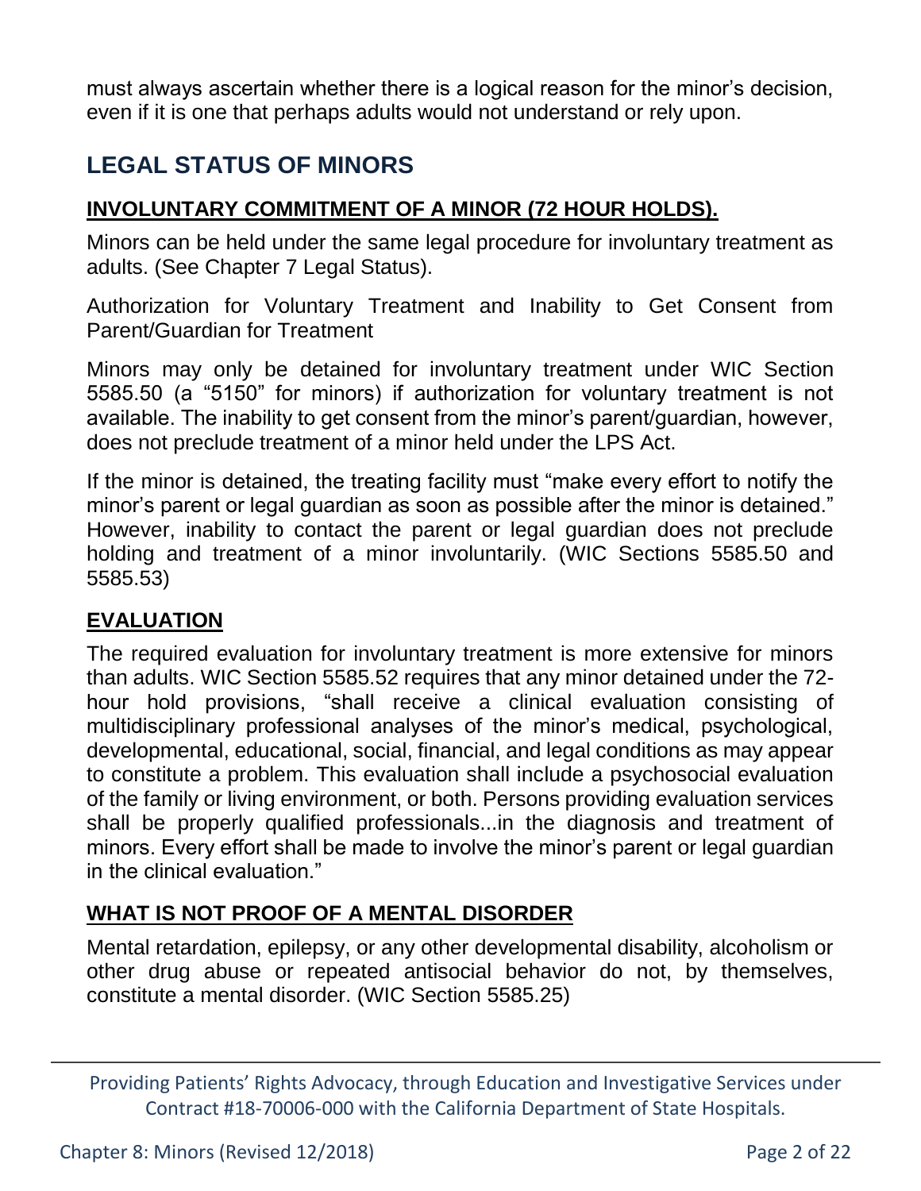must always ascertain whether there is a logical reason for the minor's decision, even if it is one that perhaps adults would not understand or rely upon.

## LEGAL STATUS OF MINORS

### INVOLUNTARY COMMITMENT OF A MINOR (72 HOUR HOLDS).

Minors can be held under the same legal procedure for involuntary treatment as adults. (See Chapter 7 Legal Status).

Authorization for Voluntary Treatment and Inability to Get Consent from Parent/Guardian for Treatment

Minors may only be detained for involuntary treatment under WIC Section 5585.50 (a "5150" for minors) if authorization for voluntary treatment is not available. The inability to get consent from the minor's parent/guardian, however, does not preclude treatment of a minor held under the LPS Act.

If the minor is detained, the treating facility must "make every effort to notify the minor's parent or legal guardian as soon as possible after the minor is detained." However, inability to contact the parent or legal guardian does not preclude holding and treatment of a minor involuntarily. (WIC Sections 5585.50 and 5585.53)

### EVALUATION

The required evaluation for involuntary treatment is more extensive for minors than adults. WIC Section 5585.52 requires that any minor detained under the 72-hour hold provisions, "shall receive a clinical evaluation consisting of multidisciplinary professional analyses of the minor's medical, psychological, developmental, educational, social, financial, and legal conditions as may appear to constitute a problem. This evaluation shall include a psychosocial evaluation of the family or living environment, or both. Persons providing evaluation services shall be properly qualified professionals...in the diagnosis and treatment of minors. Every effort shall be made to involve the minor's parent or legal guardian in the clinical evaluation."

### WHAT IS NOT PROOF OF A MENTAL DISORDER

Mental retardation, epilepsy, or any other developmental disability, alcoholism or other drug abuse or repeated antisocial behavior do not, by themselves, constitute a mental disorder. (WIC Section 5585.25)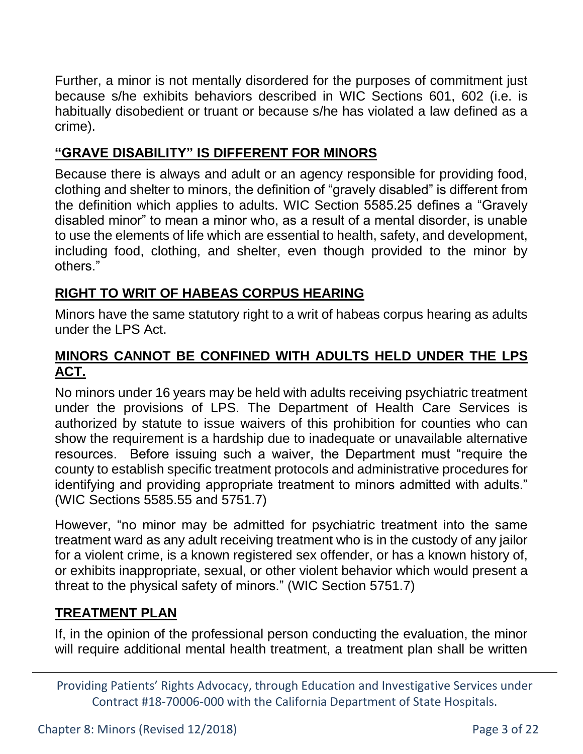Further, a minor is not mentally disordered for the purposes of commitment just because s/he exhibits behaviors described in WIC Sections 601, 602 (i.e. is habitually disobedient or truant or because s/he has violated a law defined as a crime).

## "GRAVE DISABILITY" IS DIFFERENT FOR MINORS

Because there is always and adult or an agency responsible for providing food, clothing and shelter to minors, the definition of "gravely disabled" is different from the definition which applies to adults. WIC Section 5585.25 defines a "Gravely disabled minor" to mean a minor who, as a result of a mental disorder, is unable to use the elements of life which are essential to health, safety, and development, including food, clothing, and shelter, even though provided to the minor by others."

## RIGHT TO WRIT OF HABEAS CORPUS HEARING

Minors have the same statutory right to a writ of habeas corpus hearing as adults under the LPS Act.

## MINORS CANNOT BE CONFINED WITH ADULTS HELD UNDER THE LPS ACT.

No minors under 16 years may be held with adults receiving psychiatric treatment under the provisions of LPS. The Department of Health Care Services is authorized by statute to issue waivers of this prohibition for counties who can show the requirement is a hardship due to inadequate or unavailable alternative resources. Before issuing such a waiver, the Department must "require the county to establish specific treatment protocols and administrative procedures for identifying and providing appropriate treatment to minors admitted with adults." (WIC Sections 5585.55 and 5751.7)

However, "no minor may be admitted for psychiatric treatment into the same treatment ward as any adult receiving treatment who is in the custody of any jailor for a violent crime, is a known registered sex offender, or has a known history of, or exhibits inappropriate, sexual, or other violent behavior which would present a threat to the physical safety of minors." (WIC Section 5751.7)

## TREATMENT PLAN

If, in the opinion of the professional person conducting the evaluation, the minor will require additional mental health treatment, a treatment plan shall be written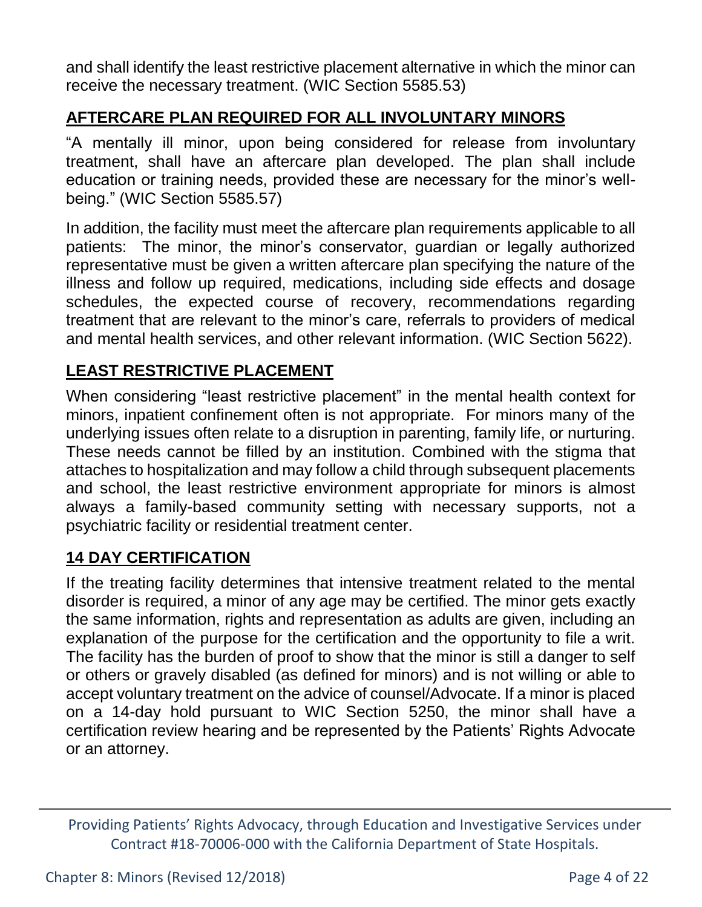and shall identify the least restrictive placement alternative in which the minor can receive the necessary treatment. (WIC Section 5585.53)

## AFTERCARE PLAN REQUIRED FOR ALL INVOLUNTARY MINORS

"A mentally ill minor, upon being considered for release from involuntary treatment, shall have an aftercare plan developed. The plan shall include education or training needs, provided these are necessary for the minor's well-being." (WIC Section 5585.57)

In addition, the facility must meet the aftercare plan requirements applicable to all patients: The minor, the minor's conservator, guardian or legally authorized representative must be given a written aftercare plan specifying the nature of the illness and follow up required, medications, including side effects and dosage schedules, the expected course of recovery, recommendations regarding treatment that are relevant to the minor's care, referrals to providers of medical and mental health services, and other relevant information. (WIC Section 5622).

## LEAST RESTRICTIVE PLACEMENT

When considering "least restrictive placement" in the mental health context for minors, inpatient confinement often is not appropriate. For minors many of the underlying issues often relate to a disruption in parenting, family life, or nurturing. These needs cannot be filled by an institution. Combined with the stigma that attaches to hospitalization and may follow a child through subsequent placements and school, the least restrictive environment appropriate for minors is almost always a family-based community setting with necessary supports, not a psychiatric facility or residential treatment center.

## 14 DAY CERTIFICATION

If the treating facility determines that intensive treatment related to the mental disorder is required, a minor of any age may be certified. The minor gets exactly the same information, rights and representation as adults are given, including an explanation of the purpose for the certification and the opportunity to file a writ. The facility has the burden of proof to show that the minor is still a danger to self or others or gravely disabled (as defined for minors) and is not willing or able to accept voluntary treatment on the advice of counsel/Advocate. If a minor is placed on a 14-day hold pursuant to WIC Section 5250, the minor shall have a certification review hearing and be represented by the Patients' Rights Advocate or an attorney.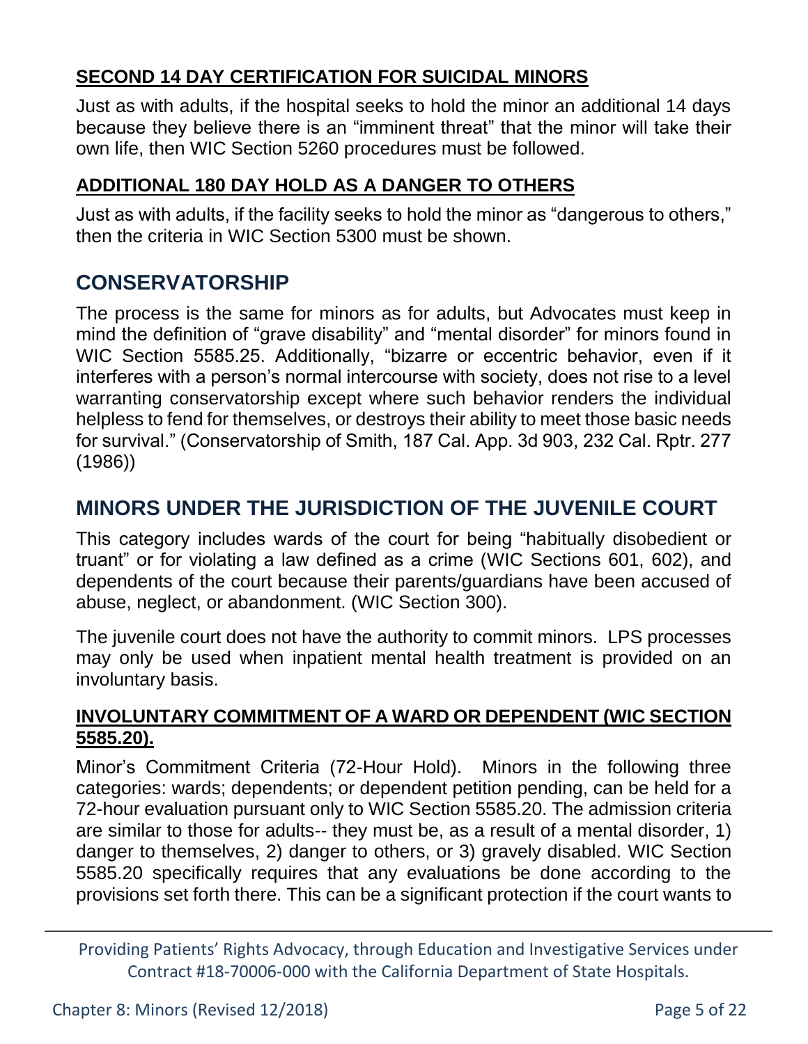### SECOND 14 DAY CERTIFICATION FOR SUICIDAL MINORS

Just as with adults, if the hospital seeks to hold the minor an additional 14 days because they believe there is an "imminent threat" that the minor will take their own life, then WIC Section 5260 procedures must be followed.

### ADDITIONAL 180 DAY HOLD AS A DANGER TO OTHERS

Just as with adults, if the facility seeks to hold the minor as "dangerous to others," then the criteria in WIC Section 5300 must be shown.

## CONSERVATORSHIP

The process is the same for minors as for adults, but Advocates must keep in mind the definition of "grave disability" and "mental disorder" for minors found in WIC Section 5585.25. Additionally, "bizarre or eccentric behavior, even if it interferes with a person's normal intercourse with society, does not rise to a level warranting conservatorship except where such behavior renders the individual helpless to fend for themselves, or destroys their ability to meet those basic needs for survival." (Conservatorship of Smith, 187 Cal. App. 3d 903, 232 Cal. Rptr. 277 (1986))

## MINORS UNDER THE JURISDICTION OF THE JUVENILE COURT

This category includes wards of the court for being "habitually disobedient or truant" or for violating a law defined as a crime (WIC Sections 601, 602), and dependents of the court because their parents/guardians have been accused of abuse, neglect, or abandonment. (WIC Section 300).

The juvenile court does not have the authority to commit minors. LPS processes may only be used when inpatient mental health treatment is provided on an involuntary basis.

### INVOLUNTARY COMMITMENT OF A WARD OR DEPENDENT (WIC SECTION 5585.20).

Minor's Commitment Criteria (72-Hour Hold). Minors in the following three categories: wards; dependents; or dependent petition pending, can be held for a 72-hour evaluation pursuant only to WIC Section 5585.20. The admission criteria are similar to those for adults-- they must be, as a result of a mental disorder, 1) danger to themselves, 2) danger to others, or 3) gravely disabled. WIC Section 5585.20 specifically requires that any evaluations be done according to the provisions set forth there. This can be a significant protection if the court wants to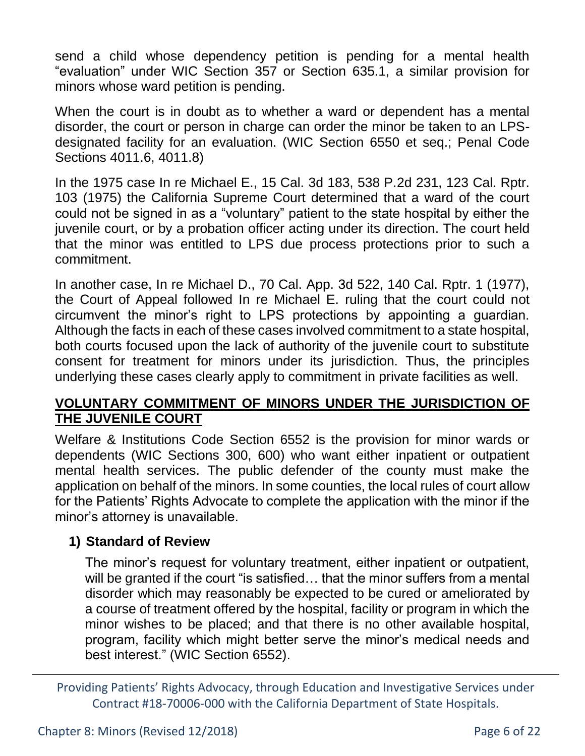send a child whose dependency petition is pending for a mental health "evaluation" under WIC Section 357 or Section 635.1, a similar provision for minors whose ward petition is pending.

When the court is in doubt as to whether a ward or dependent has a mental disorder, the court or person in charge can order the minor be taken to an LPS-designated facility for an evaluation. (WIC Section 6550 et seq.; Penal Code Sections 4011.6, 4011.8)

In the 1975 case In re Michael E., 15 Cal. 3d 183, 538 P.2d 231, 123 Cal. Rptr. 103 (1975) the California Supreme Court determined that a ward of the court could not be signed in as a "voluntary" patient to the state hospital by either the juvenile court, or by a probation officer acting under its direction. The court held that the minor was entitled to LPS due process protections prior to such a commitment.

In another case, In re Michael D., 70 Cal. App. 3d 522, 140 Cal. Rptr. 1 (1977), the Court of Appeal followed In re Michael E. ruling that the court could not circumvent the minor's right to LPS protections by appointing a guardian. Although the facts in each of these cases involved commitment to a state hospital, both courts focused upon the lack of authority of the juvenile court to substitute consent for treatment for minors under its jurisdiction. Thus, the principles underlying these cases clearly apply to commitment in private facilities as well.

## VOLUNTARY COMMITMENT OF MINORS UNDER THE JURISDICTION OF THE JUVENILE COURT

Welfare & Institutions Code Section 6552 is the provision for minor wards or dependents (WIC Sections 300, 600) who want either inpatient or outpatient mental health services. The public defender of the county must make the application on behalf of the minors. In some counties, the local rules of court allow for the Patients' Rights Advocate to complete the application with the minor if the minor's attorney is unavailable.

### 1) Standard of Review

The minor's request for voluntary treatment, either inpatient or outpatient, will be granted if the court "is satisfied… that the minor suffers from a mental disorder which may reasonably be expected to be cured or ameliorated by a course of treatment offered by the hospital, facility or program in which the minor wishes to be placed; and that there is no other available hospital, program, facility which might better serve the minor's medical needs and best interest." (WIC Section 6552).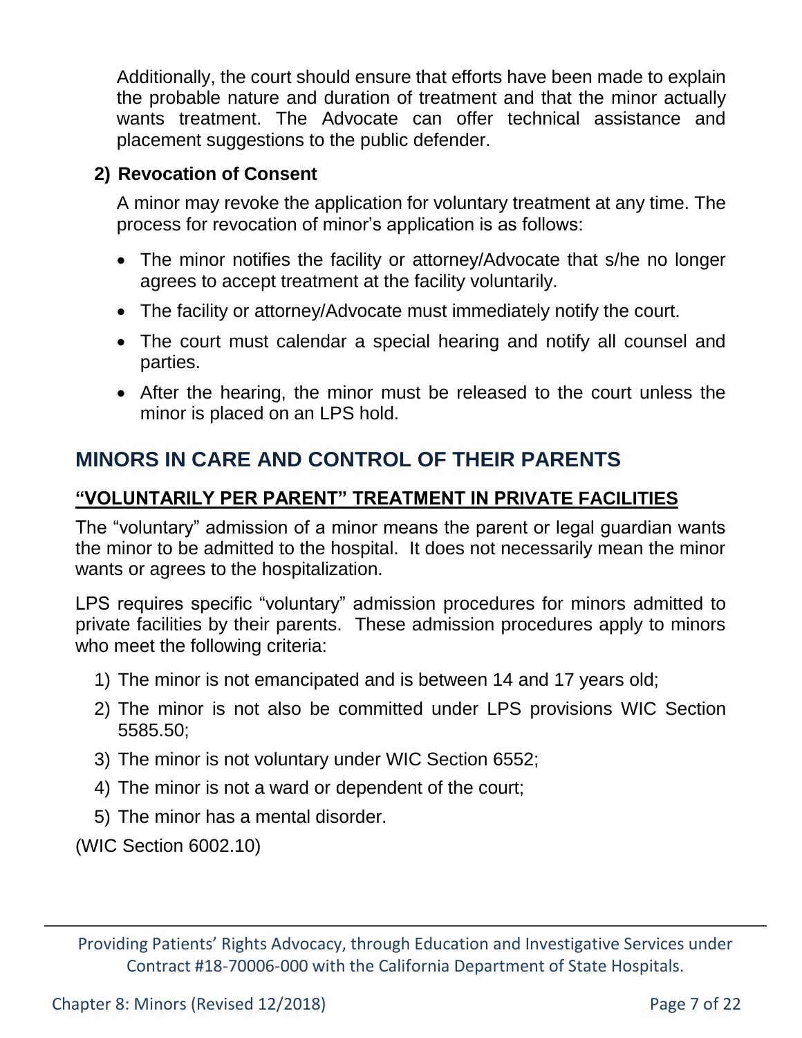Additionally, the court should ensure that efforts have been made to explain the probable nature and duration of treatment and that the minor actually wants treatment. The Advocate can offer technical assistance and placement suggestions to the public defender.

**2) Revocation of Consent**

A minor may revoke the application for voluntary treatment at any time. The process for revocation of minor's application is as follows:

- The minor notifies the facility or attorney/Advocate that s/he no longer agrees to accept treatment at the facility voluntarily.
- The facility or attorney/Advocate must immediately notify the court.
- The court must calendar a special hearing and notify all counsel and parties.
- After the hearing, the minor must be released to the court unless the minor is placed on an LPS hold.

## MINORS IN CARE AND CONTROL OF THEIR PARENTS

### "VOLUNTARILY PER PARENT" TREATMENT IN PRIVATE FACILITIES

The "voluntary" admission of a minor means the parent or legal guardian wants the minor to be admitted to the hospital. It does not necessarily mean the minor wants or agrees to the hospitalization.

LPS requires specific "voluntary" admission procedures for minors admitted to private facilities by their parents. These admission procedures apply to minors who meet the following criteria:

1) The minor is not emancipated and is between 14 and 17 years old;
2) The minor is not also be committed under LPS provisions WIC Section 5585.50;
3) The minor is not voluntary under WIC Section 6552;
4) The minor is not a ward or dependent of the court;
5) The minor has a mental disorder.

(WIC Section 6002.10)

Providing Patients' Rights Advocacy, through Education and Investigative Services under Contract #18-70006-000 with the California Department of State Hospitals.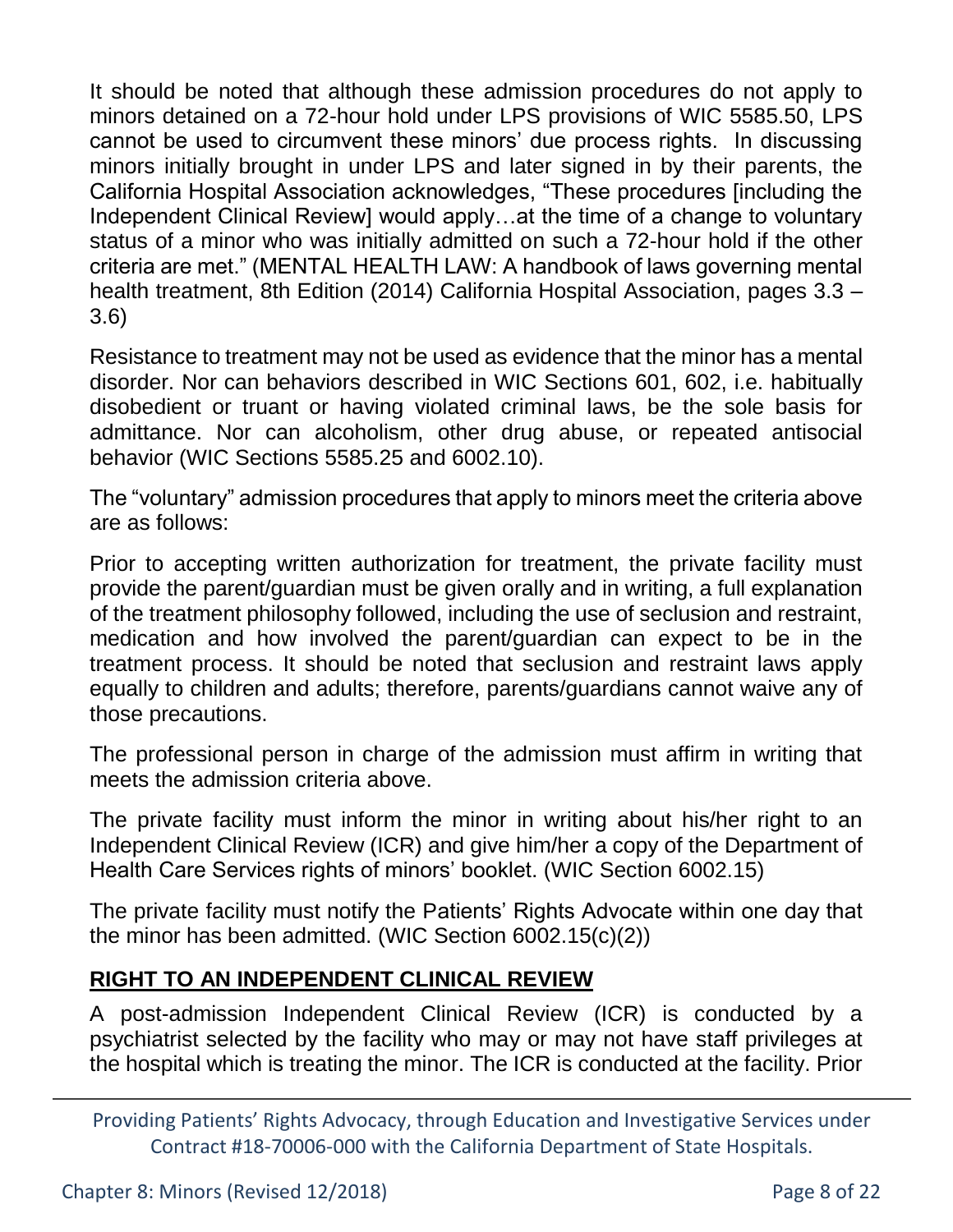It should be noted that although these admission procedures do not apply to minors detained on a 72-hour hold under LPS provisions of WIC 5585.50, LPS cannot be used to circumvent these minors' due process rights. In discussing minors initially brought in under LPS and later signed in by their parents, the California Hospital Association acknowledges, "These procedures [including the Independent Clinical Review] would apply…at the time of a change to voluntary status of a minor who was initially admitted on such a 72-hour hold if the other criteria are met." (MENTAL HEALTH LAW: A handbook of laws governing mental health treatment, 8th Edition (2014) California Hospital Association, pages 3.3 – 3.6)

Resistance to treatment may not be used as evidence that the minor has a mental disorder. Nor can behaviors described in WIC Sections 601, 602, i.e. habitually disobedient or truant or having violated criminal laws, be the sole basis for admittance. Nor can alcoholism, other drug abuse, or repeated antisocial behavior (WIC Sections 5585.25 and 6002.10).

The "voluntary" admission procedures that apply to minors meet the criteria above are as follows:

Prior to accepting written authorization for treatment, the private facility must provide the parent/guardian must be given orally and in writing, a full explanation of the treatment philosophy followed, including the use of seclusion and restraint, medication and how involved the parent/guardian can expect to be in the treatment process. It should be noted that seclusion and restraint laws apply equally to children and adults; therefore, parents/guardians cannot waive any of those precautions.

The professional person in charge of the admission must affirm in writing that meets the admission criteria above.

The private facility must inform the minor in writing about his/her right to an Independent Clinical Review (ICR) and give him/her a copy of the Department of Health Care Services rights of minors' booklet. (WIC Section 6002.15)

The private facility must notify the Patients' Rights Advocate within one day that the minor has been admitted. (WIC Section 6002.15(c)(2))

## RIGHT TO AN INDEPENDENT CLINICAL REVIEW

A post-admission Independent Clinical Review (ICR) is conducted by a psychiatrist selected by the facility who may or may not have staff privileges at the hospital which is treating the minor. The ICR is conducted at the facility. Prior

Providing Patients' Rights Advocacy, through Education and Investigative Services under Contract #18-70006-000 with the California Department of State Hospitals.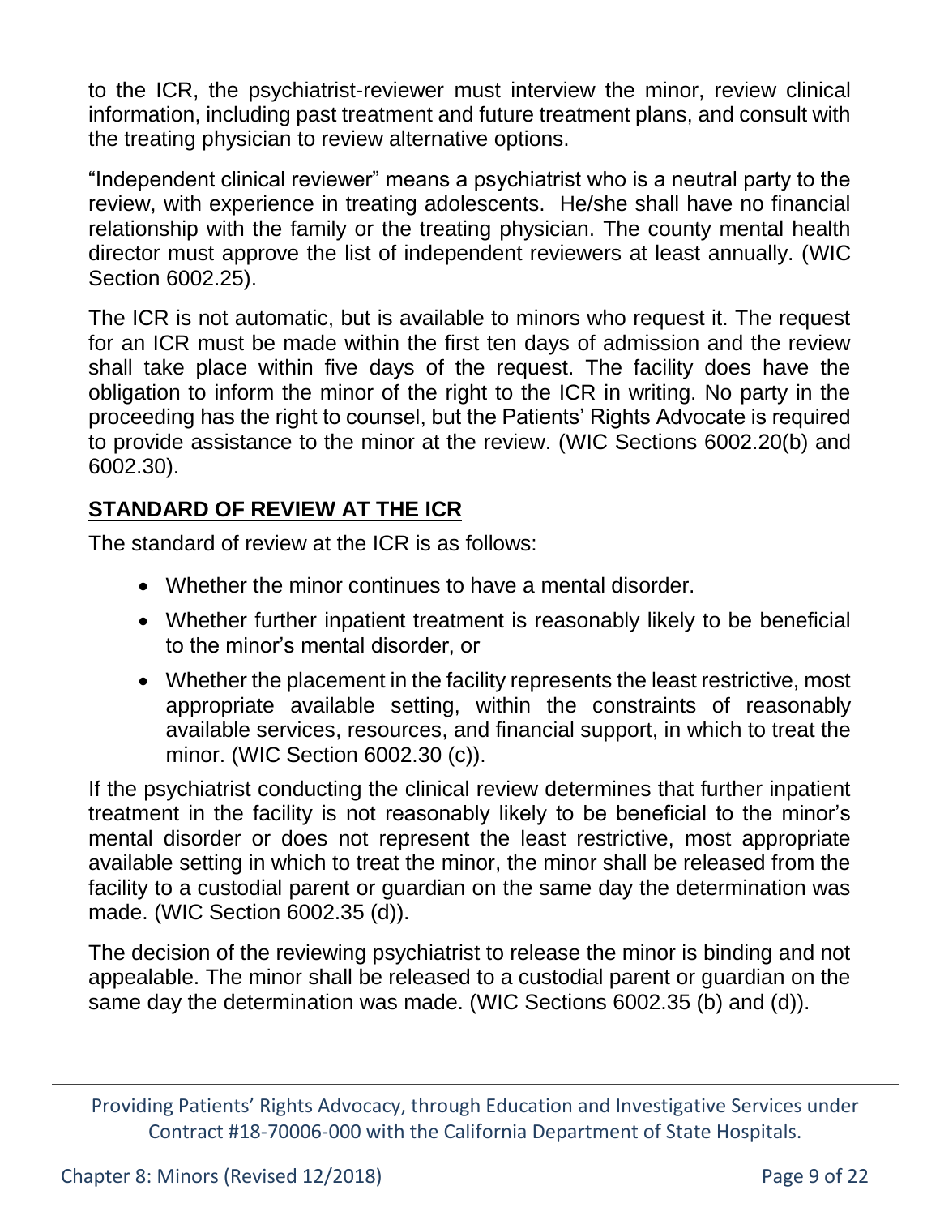to the ICR, the psychiatrist-reviewer must interview the minor, review clinical information, including past treatment and future treatment plans, and consult with the treating physician to review alternative options.

"Independent clinical reviewer" means a psychiatrist who is a neutral party to the review, with experience in treating adolescents. He/she shall have no financial relationship with the family or the treating physician. The county mental health director must approve the list of independent reviewers at least annually. (WIC Section 6002.25).

The ICR is not automatic, but is available to minors who request it. The request for an ICR must be made within the first ten days of admission and the review shall take place within five days of the request. The facility does have the obligation to inform the minor of the right to the ICR in writing. No party in the proceeding has the right to counsel, but the Patients' Rights Advocate is required to provide assistance to the minor at the review. (WIC Sections 6002.20(b) and 6002.30).

## STANDARD OF REVIEW AT THE ICR

The standard of review at the ICR is as follows:

- Whether the minor continues to have a mental disorder.
- Whether further inpatient treatment is reasonably likely to be beneficial to the minor's mental disorder, or
- Whether the placement in the facility represents the least restrictive, most appropriate available setting, within the constraints of reasonably available services, resources, and financial support, in which to treat the minor. (WIC Section 6002.30 (c)).

If the psychiatrist conducting the clinical review determines that further inpatient treatment in the facility is not reasonably likely to be beneficial to the minor's mental disorder or does not represent the least restrictive, most appropriate available setting in which to treat the minor, the minor shall be released from the facility to a custodial parent or guardian on the same day the determination was made. (WIC Section 6002.35 (d)).

The decision of the reviewing psychiatrist to release the minor is binding and not appealable. The minor shall be released to a custodial parent or guardian on the same day the determination was made. (WIC Sections 6002.35 (b) and (d)).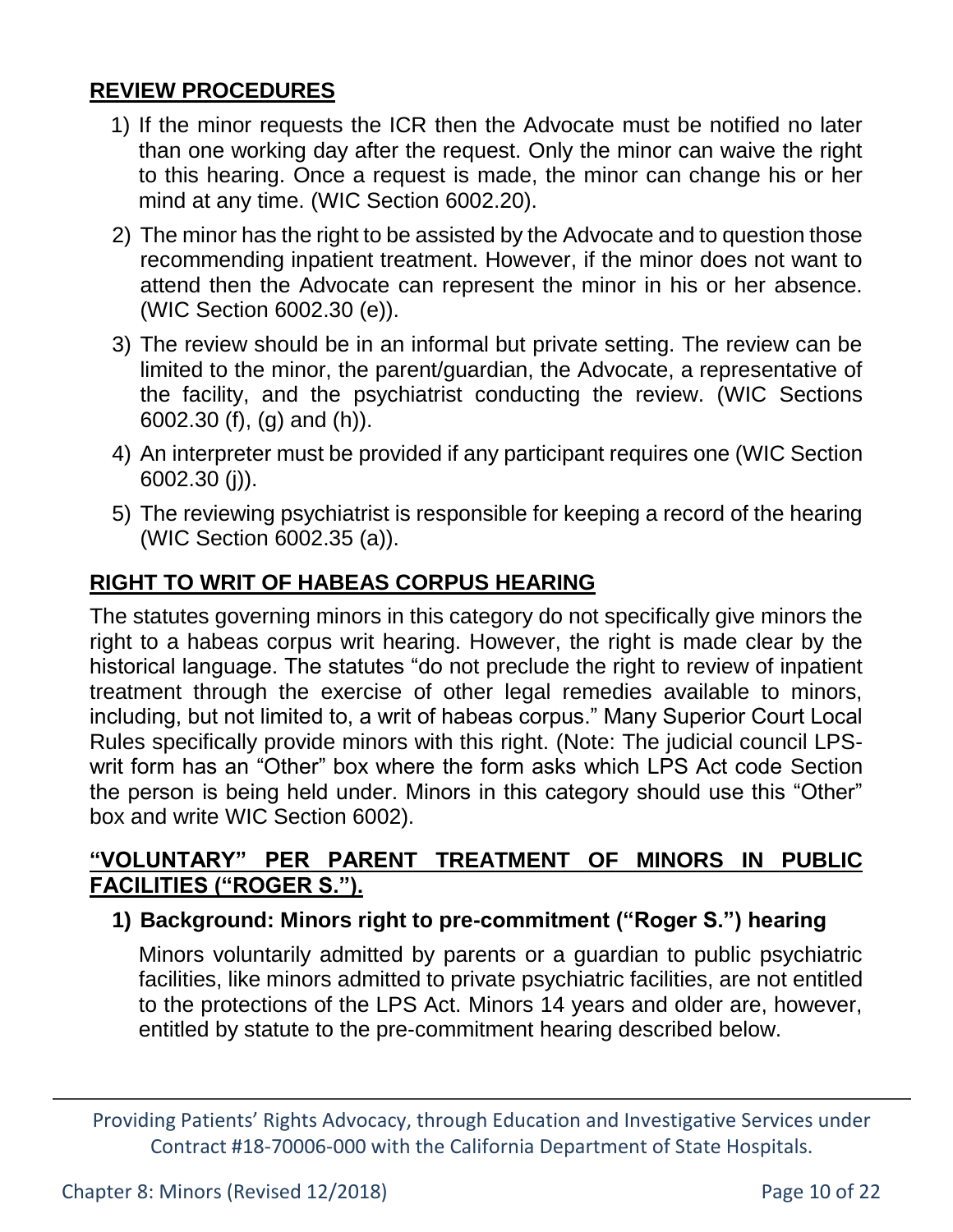## REVIEW PROCEDURES

1) If the minor requests the ICR then the Advocate must be notified no later than one working day after the request. Only the minor can waive the right to this hearing. Once a request is made, the minor can change his or her mind at any time. (WIC Section 6002.20).
2) The minor has the right to be assisted by the Advocate and to question those recommending inpatient treatment. However, if the minor does not want to attend then the Advocate can represent the minor in his or her absence. (WIC Section 6002.30 (e)).
3) The review should be in an informal but private setting. The review can be limited to the minor, the parent/guardian, the Advocate, a representative of the facility, and the psychiatrist conducting the review. (WIC Sections 6002.30 (f), (g) and (h)).
4) An interpreter must be provided if any participant requires one (WIC Section 6002.30 (j)).
5) The reviewing psychiatrist is responsible for keeping a record of the hearing (WIC Section 6002.35 (a)).

## RIGHT TO WRIT OF HABEAS CORPUS HEARING

The statutes governing minors in this category do not specifically give minors the right to a habeas corpus writ hearing. However, the right is made clear by the historical language. The statutes "do not preclude the right to review of inpatient treatment through the exercise of other legal remedies available to minors, including, but not limited to, a writ of habeas corpus." Many Superior Court Local Rules specifically provide minors with this right. (Note: The judicial council LPS-writ form has an "Other" box where the form asks which LPS Act code Section the person is being held under. Minors in this category should use this "Other" box and write WIC Section 6002).

## "VOLUNTARY" PER PARENT TREATMENT OF MINORS IN PUBLIC FACILITIES ("ROGER S.").

### 1) Background: Minors right to pre-commitment ("Roger S.") hearing

Minors voluntarily admitted by parents or a guardian to public psychiatric facilities, like minors admitted to private psychiatric facilities, are not entitled to the protections of the LPS Act. Minors 14 years and older are, however, entitled by statute to the pre-commitment hearing described below.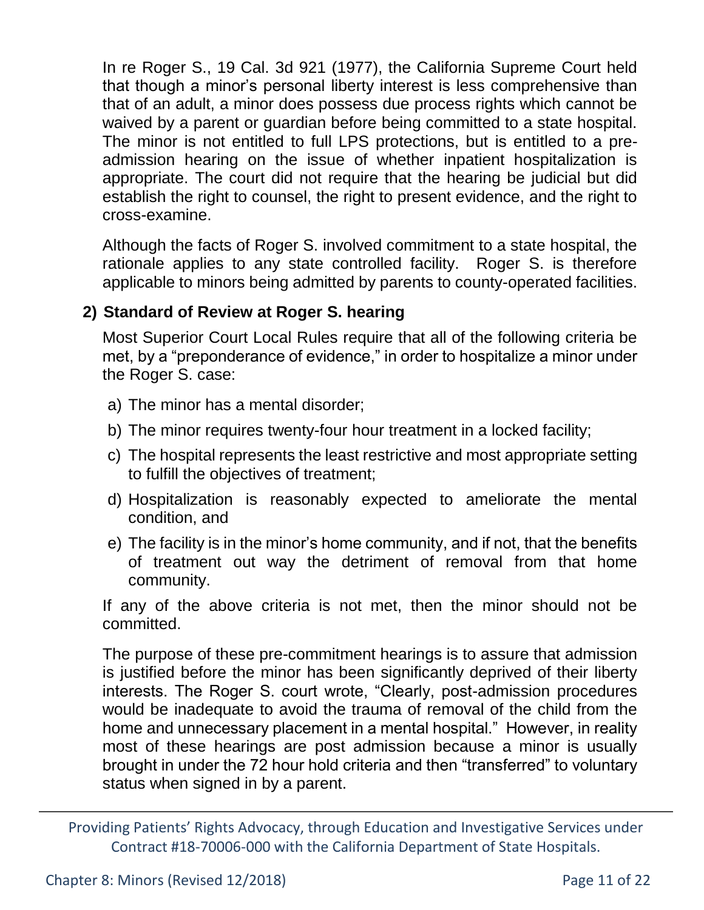In re Roger S., 19 Cal. 3d 921 (1977), the California Supreme Court held that though a minor's personal liberty interest is less comprehensive than that of an adult, a minor does possess due process rights which cannot be waived by a parent or guardian before being committed to a state hospital. The minor is not entitled to full LPS protections, but is entitled to a pre-admission hearing on the issue of whether inpatient hospitalization is appropriate. The court did not require that the hearing be judicial but did establish the right to counsel, the right to present evidence, and the right to cross-examine.

Although the facts of Roger S. involved commitment to a state hospital, the rationale applies to any state controlled facility. Roger S. is therefore applicable to minors being admitted by parents to county-operated facilities.

### 2) Standard of Review at Roger S. hearing

Most Superior Court Local Rules require that all of the following criteria be met, by a "preponderance of evidence," in order to hospitalize a minor under the Roger S. case:

a) The minor has a mental disorder;

b) The minor requires twenty-four hour treatment in a locked facility;

c) The hospital represents the least restrictive and most appropriate setting to fulfill the objectives of treatment;

d) Hospitalization is reasonably expected to ameliorate the mental condition, and

e) The facility is in the minor's home community, and if not, that the benefits of treatment out way the detriment of removal from that home community.

If any of the above criteria is not met, then the minor should not be committed.

The purpose of these pre-commitment hearings is to assure that admission is justified before the minor has been significantly deprived of their liberty interests. The Roger S. court wrote, "Clearly, post-admission procedures would be inadequate to avoid the trauma of removal of the child from the home and unnecessary placement in a mental hospital." However, in reality most of these hearings are post admission because a minor is usually brought in under the 72 hour hold criteria and then "transferred" to voluntary status when signed in by a parent.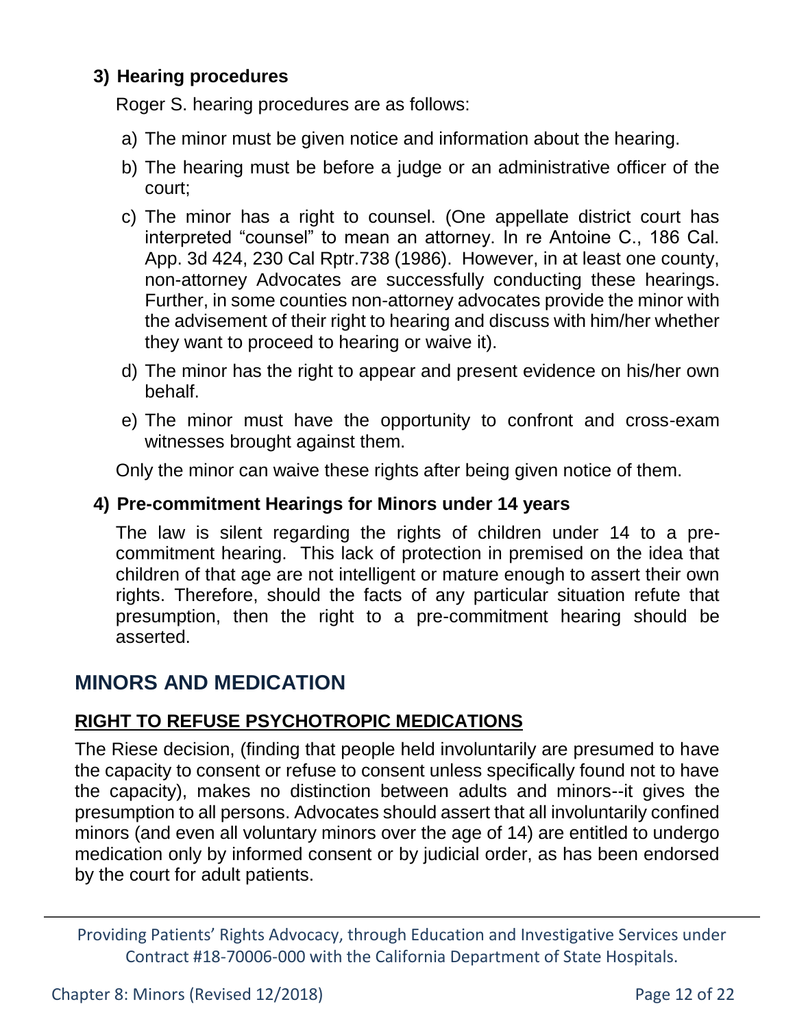### 3) Hearing procedures

Roger S. hearing procedures are as follows:

a) The minor must be given notice and information about the hearing.

b) The hearing must be before a judge or an administrative officer of the court;

c) The minor has a right to counsel. (One appellate district court has interpreted "counsel" to mean an attorney. In re Antoine C., 186 Cal. App. 3d 424, 230 Cal Rptr.738 (1986). However, in at least one county, non-attorney Advocates are successfully conducting these hearings. Further, in some counties non-attorney advocates provide the minor with the advisement of their right to hearing and discuss with him/her whether they want to proceed to hearing or waive it).

d) The minor has the right to appear and present evidence on his/her own behalf.

e) The minor must have the opportunity to confront and cross-exam witnesses brought against them.

Only the minor can waive these rights after being given notice of them.

### 4) Pre-commitment Hearings for Minors under 14 years

The law is silent regarding the rights of children under 14 to a pre-commitment hearing. This lack of protection in premised on the idea that children of that age are not intelligent or mature enough to assert their own rights. Therefore, should the facts of any particular situation refute that presumption, then the right to a pre-commitment hearing should be asserted.

## MINORS AND MEDICATION

### RIGHT TO REFUSE PSYCHOTROPIC MEDICATIONS

The Riese decision, (finding that people held involuntarily are presumed to have the capacity to consent or refuse to consent unless specifically found not to have the capacity), makes no distinction between adults and minors--it gives the presumption to all persons. Advocates should assert that all involuntarily confined minors (and even all voluntary minors over the age of 14) are entitled to undergo medication only by informed consent or by judicial order, as has been endorsed by the court for adult patients.

Providing Patients' Rights Advocacy, through Education and Investigative Services under Contract #18-70006-000 with the California Department of State Hospitals.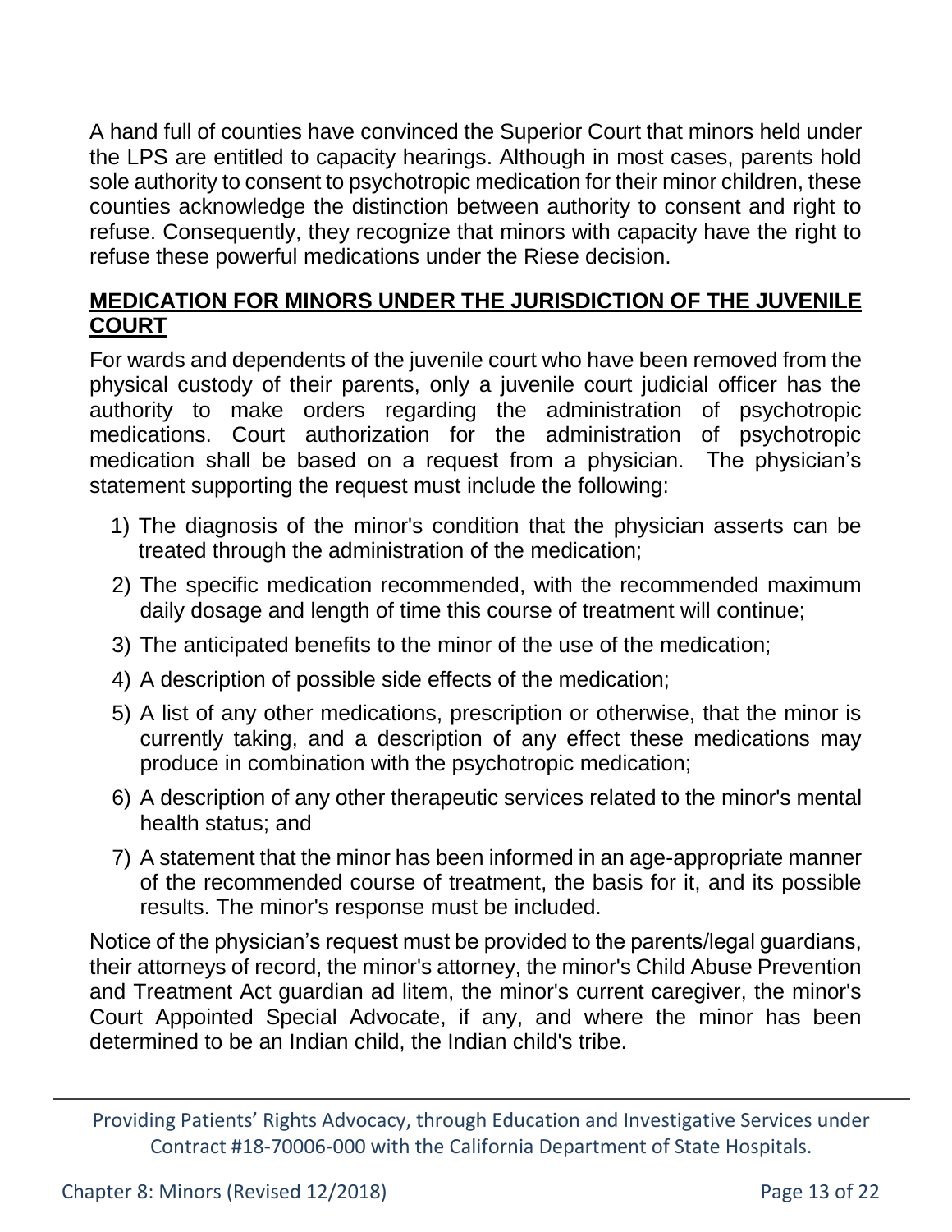A hand full of counties have convinced the Superior Court that minors held under the LPS are entitled to capacity hearings. Although in most cases, parents hold sole authority to consent to psychotropic medication for their minor children, these counties acknowledge the distinction between authority to consent and right to refuse. Consequently, they recognize that minors with capacity have the right to refuse these powerful medications under the Riese decision.

## **MEDICATION FOR MINORS UNDER THE JURISDICTION OF THE JUVENILE COURT**

For wards and dependents of the juvenile court who have been removed from the physical custody of their parents, only a juvenile court judicial officer has the authority to make orders regarding the administration of psychotropic medications. Court authorization for the administration of psychotropic medication shall be based on a request from a physician. The physician's statement supporting the request must include the following:

1) The diagnosis of the minor's condition that the physician asserts can be treated through the administration of the medication;
2) The specific medication recommended, with the recommended maximum daily dosage and length of time this course of treatment will continue;
3) The anticipated benefits to the minor of the use of the medication;
4) A description of possible side effects of the medication;
5) A list of any other medications, prescription or otherwise, that the minor is currently taking, and a description of any effect these medications may produce in combination with the psychotropic medication;
6) A description of any other therapeutic services related to the minor's mental health status; and
7) A statement that the minor has been informed in an age-appropriate manner of the recommended course of treatment, the basis for it, and its possible results. The minor's response must be included.

Notice of the physician's request must be provided to the parents/legal guardians, their attorneys of record, the minor's attorney, the minor's Child Abuse Prevention and Treatment Act guardian ad litem, the minor's current caregiver, the minor's Court Appointed Special Advocate, if any, and where the minor has been determined to be an Indian child, the Indian child's tribe.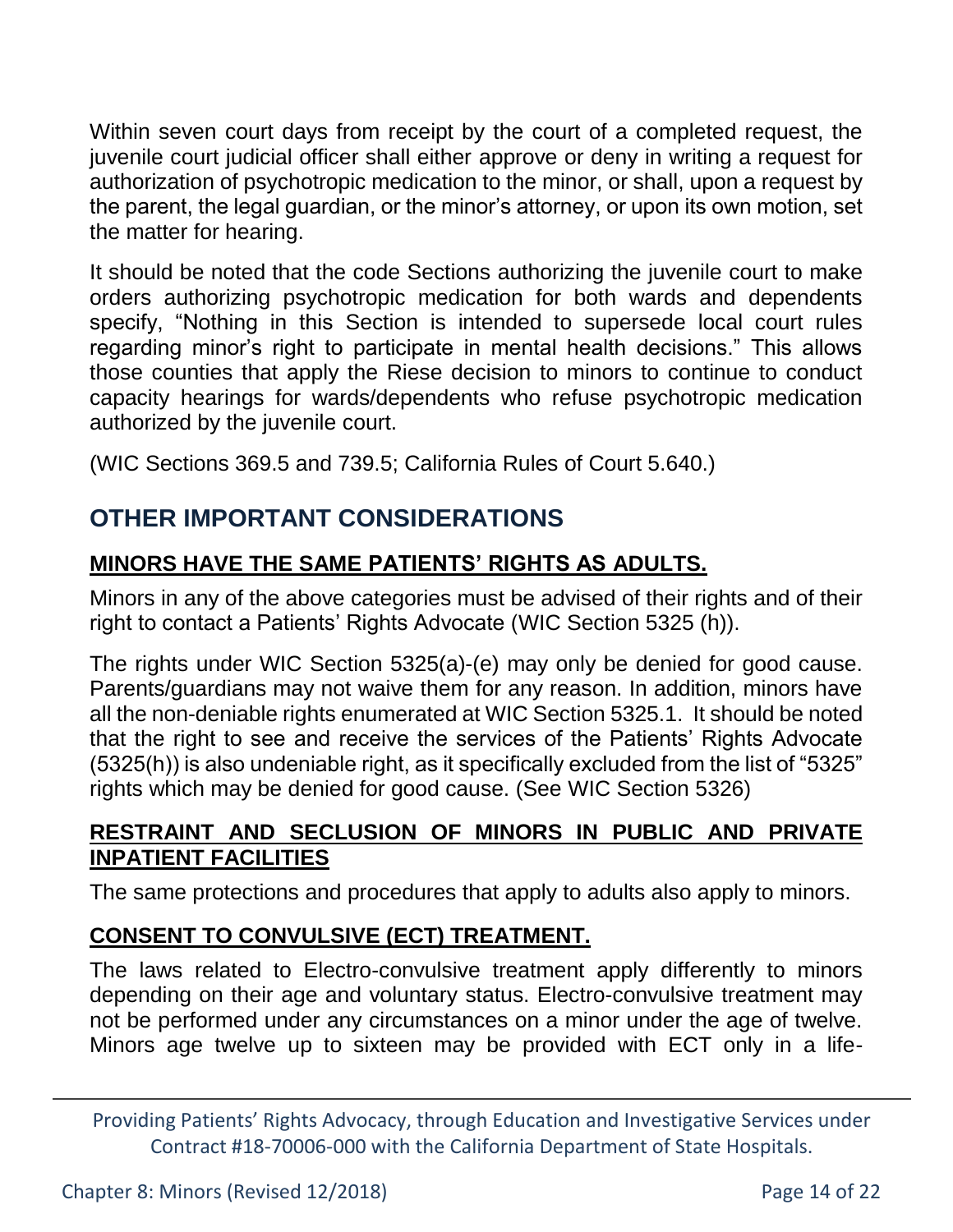Within seven court days from receipt by the court of a completed request, the juvenile court judicial officer shall either approve or deny in writing a request for authorization of psychotropic medication to the minor, or shall, upon a request by the parent, the legal guardian, or the minor's attorney, or upon its own motion, set the matter for hearing.

It should be noted that the code Sections authorizing the juvenile court to make orders authorizing psychotropic medication for both wards and dependents specify, "Nothing in this Section is intended to supersede local court rules regarding minor's right to participate in mental health decisions." This allows those counties that apply the Riese decision to minors to continue to conduct capacity hearings for wards/dependents who refuse psychotropic medication authorized by the juvenile court.

(WIC Sections 369.5 and 739.5; California Rules of Court 5.640.)

## OTHER IMPORTANT CONSIDERATIONS

### MINORS HAVE THE SAME PATIENTS' RIGHTS AS ADULTS.

Minors in any of the above categories must be advised of their rights and of their right to contact a Patients' Rights Advocate (WIC Section 5325 (h)).

The rights under WIC Section 5325(a)-(e) may only be denied for good cause. Parents/guardians may not waive them for any reason. In addition, minors have all the non-deniable rights enumerated at WIC Section 5325.1. It should be noted that the right to see and receive the services of the Patients' Rights Advocate (5325(h)) is also undeniable right, as it specifically excluded from the list of "5325" rights which may be denied for good cause. (See WIC Section 5326)

### RESTRAINT AND SECLUSION OF MINORS IN PUBLIC AND PRIVATE INPATIENT FACILITIES

The same protections and procedures that apply to adults also apply to minors.

### CONSENT TO CONVULSIVE (ECT) TREATMENT.

The laws related to Electro-convulsive treatment apply differently to minors depending on their age and voluntary status. Electro-convulsive treatment may not be performed under any circumstances on a minor under the age of twelve. Minors age twelve up to sixteen may be provided with ECT only in a life-

Providing Patients' Rights Advocacy, through Education and Investigative Services under Contract #18-70006-000 with the California Department of State Hospitals.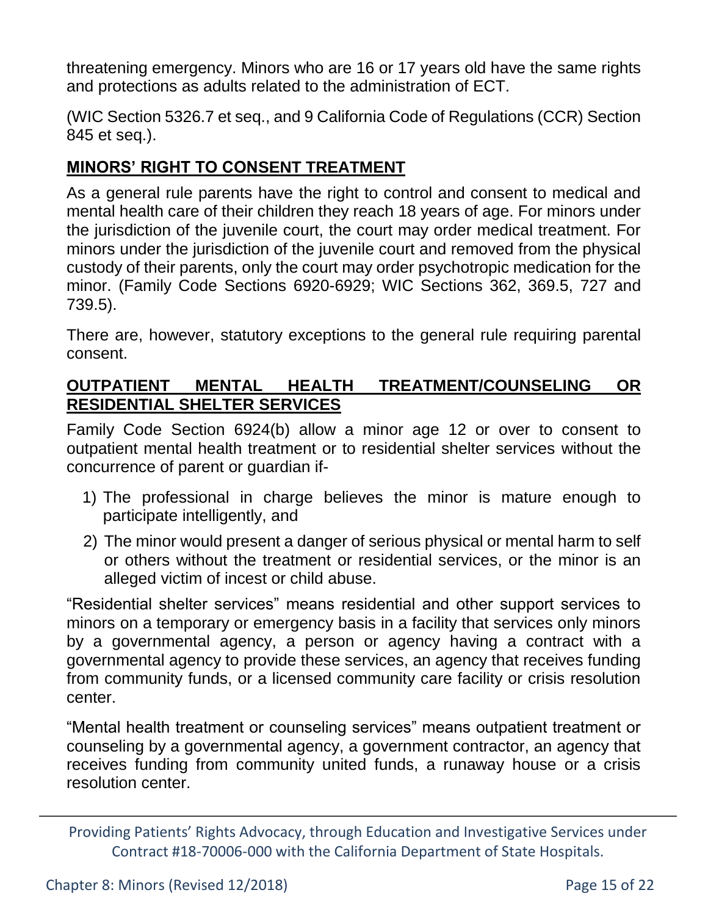threatening emergency. Minors who are 16 or 17 years old have the same rights and protections as adults related to the administration of ECT.

(WIC Section 5326.7 et seq., and 9 California Code of Regulations (CCR) Section 845 et seq.).

## MINORS' RIGHT TO CONSENT TREATMENT

As a general rule parents have the right to control and consent to medical and mental health care of their children they reach 18 years of age. For minors under the jurisdiction of the juvenile court, the court may order medical treatment. For minors under the jurisdiction of the juvenile court and removed from the physical custody of their parents, only the court may order psychotropic medication for the minor. (Family Code Sections 6920-6929; WIC Sections 362, 369.5, 727 and 739.5).

There are, however, statutory exceptions to the general rule requiring parental consent.

## OUTPATIENT MENTAL HEALTH TREATMENT/COUNSELING OR RESIDENTIAL SHELTER SERVICES

Family Code Section 6924(b) allow a minor age 12 or over to consent to outpatient mental health treatment or to residential shelter services without the concurrence of parent or guardian if-

1) The professional in charge believes the minor is mature enough to participate intelligently, and
2) The minor would present a danger of serious physical or mental harm to self or others without the treatment or residential services, or the minor is an alleged victim of incest or child abuse.

"Residential shelter services" means residential and other support services to minors on a temporary or emergency basis in a facility that services only minors by a governmental agency, a person or agency having a contract with a governmental agency to provide these services, an agency that receives funding from community funds, or a licensed community care facility or crisis resolution center.

"Mental health treatment or counseling services" means outpatient treatment or counseling by a governmental agency, a government contractor, an agency that receives funding from community united funds, a runaway house or a crisis resolution center.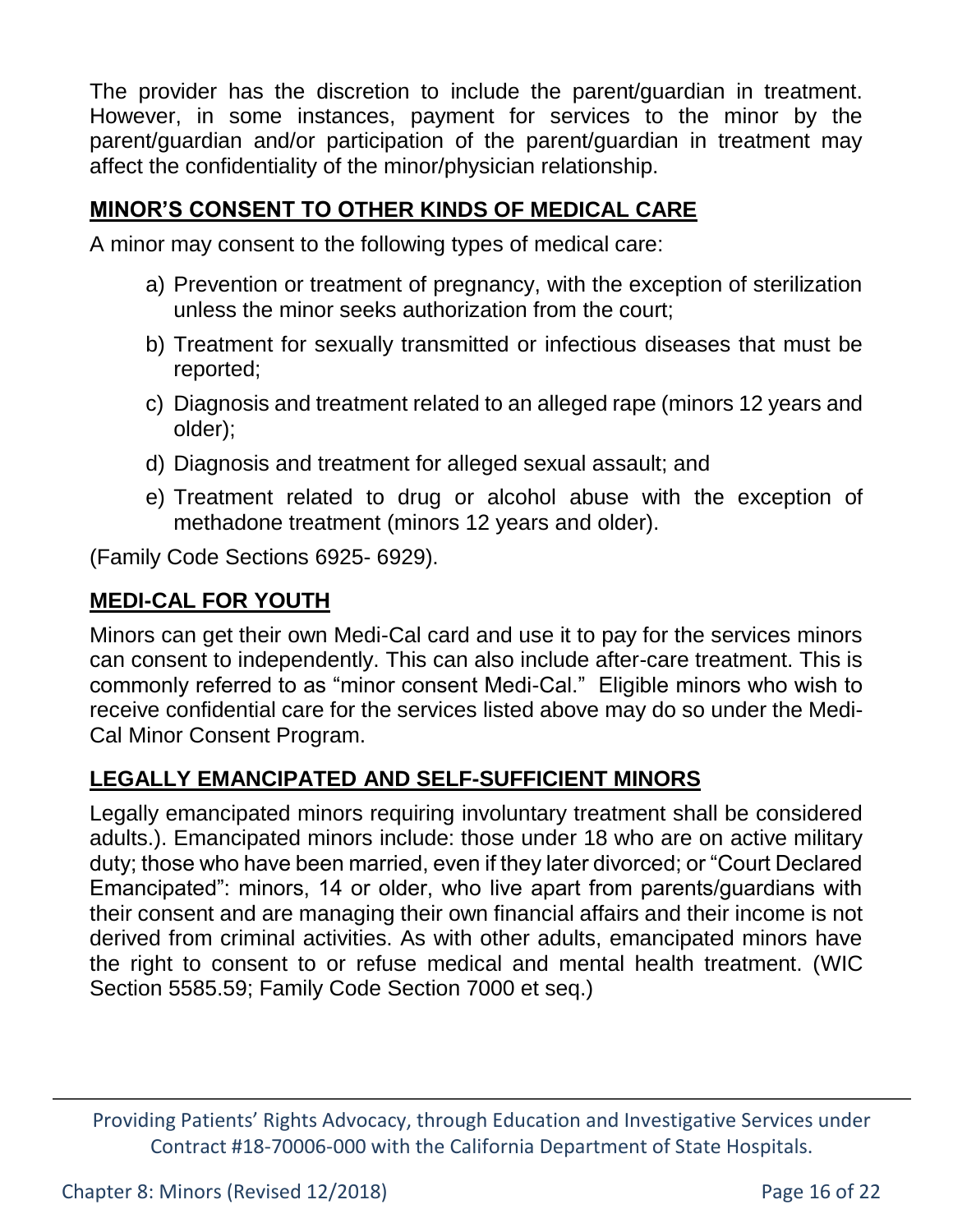The provider has the discretion to include the parent/guardian in treatment. However, in some instances, payment for services to the minor by the parent/guardian and/or participation of the parent/guardian in treatment may affect the confidentiality of the minor/physician relationship.

## MINOR'S CONSENT TO OTHER KINDS OF MEDICAL CARE

A minor may consent to the following types of medical care:

a) Prevention or treatment of pregnancy, with the exception of sterilization unless the minor seeks authorization from the court;

b) Treatment for sexually transmitted or infectious diseases that must be reported;

c) Diagnosis and treatment related to an alleged rape (minors 12 years and older);

d) Diagnosis and treatment for alleged sexual assault; and

e) Treatment related to drug or alcohol abuse with the exception of methadone treatment (minors 12 years and older).

(Family Code Sections 6925- 6929).

## MEDI-CAL FOR YOUTH

Minors can get their own Medi-Cal card and use it to pay for the services minors can consent to independently. This can also include after-care treatment. This is commonly referred to as "minor consent Medi-Cal." Eligible minors who wish to receive confidential care for the services listed above may do so under the Medi-Cal Minor Consent Program.

## LEGALLY EMANCIPATED AND SELF-SUFFICIENT MINORS

Legally emancipated minors requiring involuntary treatment shall be considered adults.). Emancipated minors include: those under 18 who are on active military duty; those who have been married, even if they later divorced; or "Court Declared Emancipated": minors, 14 or older, who live apart from parents/guardians with their consent and are managing their own financial affairs and their income is not derived from criminal activities. As with other adults, emancipated minors have the right to consent to or refuse medical and mental health treatment. (WIC Section 5585.59; Family Code Section 7000 et seq.)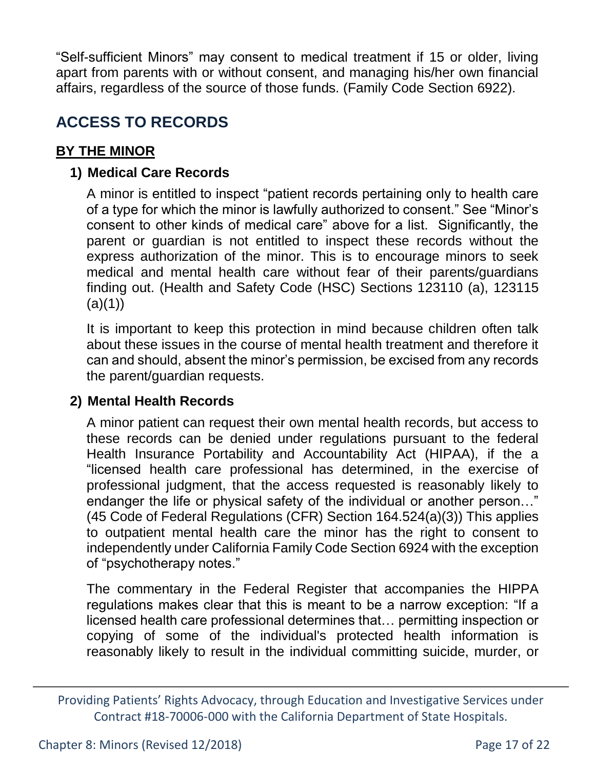"Self-sufficient Minors" may consent to medical treatment if 15 or older, living apart from parents with or without consent, and managing his/her own financial affairs, regardless of the source of those funds. (Family Code Section 6922).

## ACCESS TO RECORDS

### BY THE MINOR

#### 1) Medical Care Records

A minor is entitled to inspect "patient records pertaining only to health care of a type for which the minor is lawfully authorized to consent." See "Minor's consent to other kinds of medical care" above for a list. Significantly, the parent or guardian is not entitled to inspect these records without the express authorization of the minor. This is to encourage minors to seek medical and mental health care without fear of their parents/guardians finding out. (Health and Safety Code (HSC) Sections 123110 (a), 123115 (a)(1))

It is important to keep this protection in mind because children often talk about these issues in the course of mental health treatment and therefore it can and should, absent the minor's permission, be excised from any records the parent/guardian requests.

#### 2) Mental Health Records

A minor patient can request their own mental health records, but access to these records can be denied under regulations pursuant to the federal Health Insurance Portability and Accountability Act (HIPAA), if the a "licensed health care professional has determined, in the exercise of professional judgment, that the access requested is reasonably likely to endanger the life or physical safety of the individual or another person…" (45 Code of Federal Regulations (CFR) Section 164.524(a)(3)) This applies to outpatient mental health care the minor has the right to consent to independently under California Family Code Section 6924 with the exception of "psychotherapy notes."

The commentary in the Federal Register that accompanies the HIPPA regulations makes clear that this is meant to be a narrow exception: "If a licensed health care professional determines that… permitting inspection or copying of some of the individual's protected health information is reasonably likely to result in the individual committing suicide, murder, or

Providing Patients' Rights Advocacy, through Education and Investigative Services under Contract #18-70006-000 with the California Department of State Hospitals.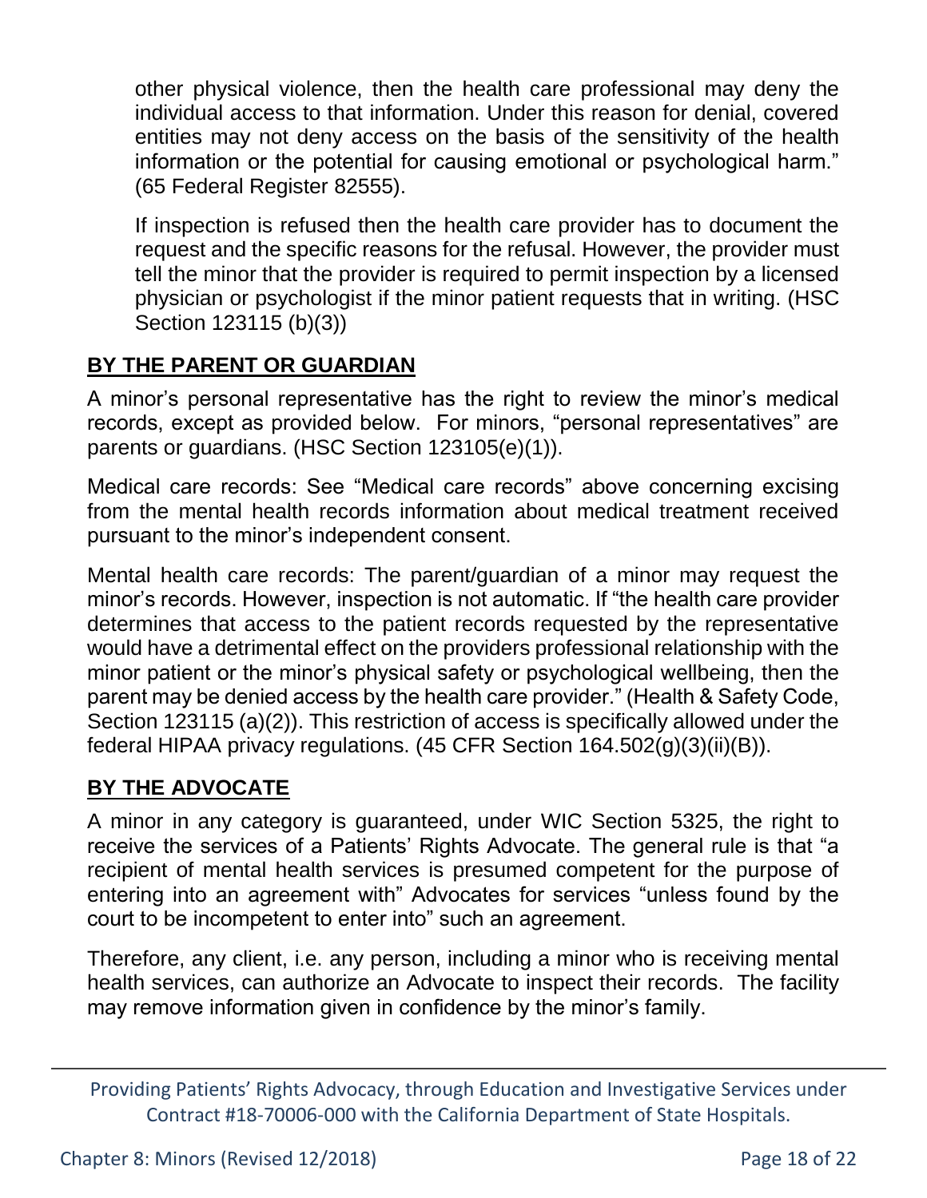other physical violence, then the health care professional may deny the individual access to that information. Under this reason for denial, covered entities may not deny access on the basis of the sensitivity of the health information or the potential for causing emotional or psychological harm." (65 Federal Register 82555).

If inspection is refused then the health care provider has to document the request and the specific reasons for the refusal. However, the provider must tell the minor that the provider is required to permit inspection by a licensed physician or psychologist if the minor patient requests that in writing. (HSC Section 123115 (b)(3))

## **BY THE PARENT OR GUARDIAN**

A minor's personal representative has the right to review the minor's medical records, except as provided below. For minors, "personal representatives" are parents or guardians. (HSC Section 123105(e)(1)).

Medical care records: See "Medical care records" above concerning excising from the mental health records information about medical treatment received pursuant to the minor's independent consent.

Mental health care records: The parent/guardian of a minor may request the minor's records. However, inspection is not automatic. If "the health care provider determines that access to the patient records requested by the representative would have a detrimental effect on the providers professional relationship with the minor patient or the minor's physical safety or psychological wellbeing, then the parent may be denied access by the health care provider." (Health & Safety Code, Section 123115 (a)(2)). This restriction of access is specifically allowed under the federal HIPAA privacy regulations. (45 CFR Section 164.502(g)(3)(ii)(B)).

## **BY THE ADVOCATE**

A minor in any category is guaranteed, under WIC Section 5325, the right to receive the services of a Patients' Rights Advocate. The general rule is that "a recipient of mental health services is presumed competent for the purpose of entering into an agreement with" Advocates for services "unless found by the court to be incompetent to enter into" such an agreement.

Therefore, any client, i.e. any person, including a minor who is receiving mental health services, can authorize an Advocate to inspect their records. The facility may remove information given in confidence by the minor's family.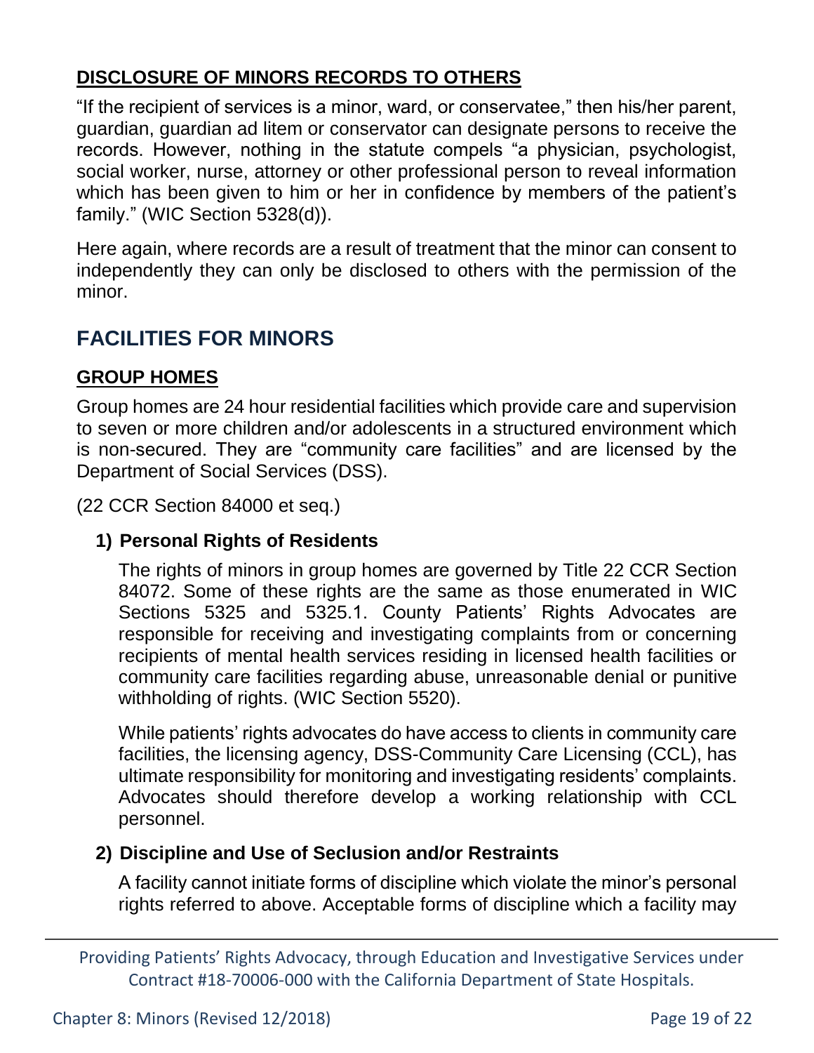## DISCLOSURE OF MINORS RECORDS TO OTHERS

"If the recipient of services is a minor, ward, or conservatee," then his/her parent, guardian, guardian ad litem or conservator can designate persons to receive the records. However, nothing in the statute compels "a physician, psychologist, social worker, nurse, attorney or other professional person to reveal information which has been given to him or her in confidence by members of the patient's family." (WIC Section 5328(d)).

Here again, where records are a result of treatment that the minor can consent to independently they can only be disclosed to others with the permission of the minor.

# FACILITIES FOR MINORS

## GROUP HOMES

Group homes are 24 hour residential facilities which provide care and supervision to seven or more children and/or adolescents in a structured environment which is non-secured. They are "community care facilities" and are licensed by the Department of Social Services (DSS).

(22 CCR Section 84000 et seq.)

### 1) Personal Rights of Residents

The rights of minors in group homes are governed by Title 22 CCR Section 84072. Some of these rights are the same as those enumerated in WIC Sections 5325 and 5325.1. County Patients' Rights Advocates are responsible for receiving and investigating complaints from or concerning recipients of mental health services residing in licensed health facilities or community care facilities regarding abuse, unreasonable denial or punitive withholding of rights. (WIC Section 5520).

While patients' rights advocates do have access to clients in community care facilities, the licensing agency, DSS-Community Care Licensing (CCL), has ultimate responsibility for monitoring and investigating residents' complaints. Advocates should therefore develop a working relationship with CCL personnel.

### 2) Discipline and Use of Seclusion and/or Restraints

A facility cannot initiate forms of discipline which violate the minor's personal rights referred to above. Acceptable forms of discipline which a facility may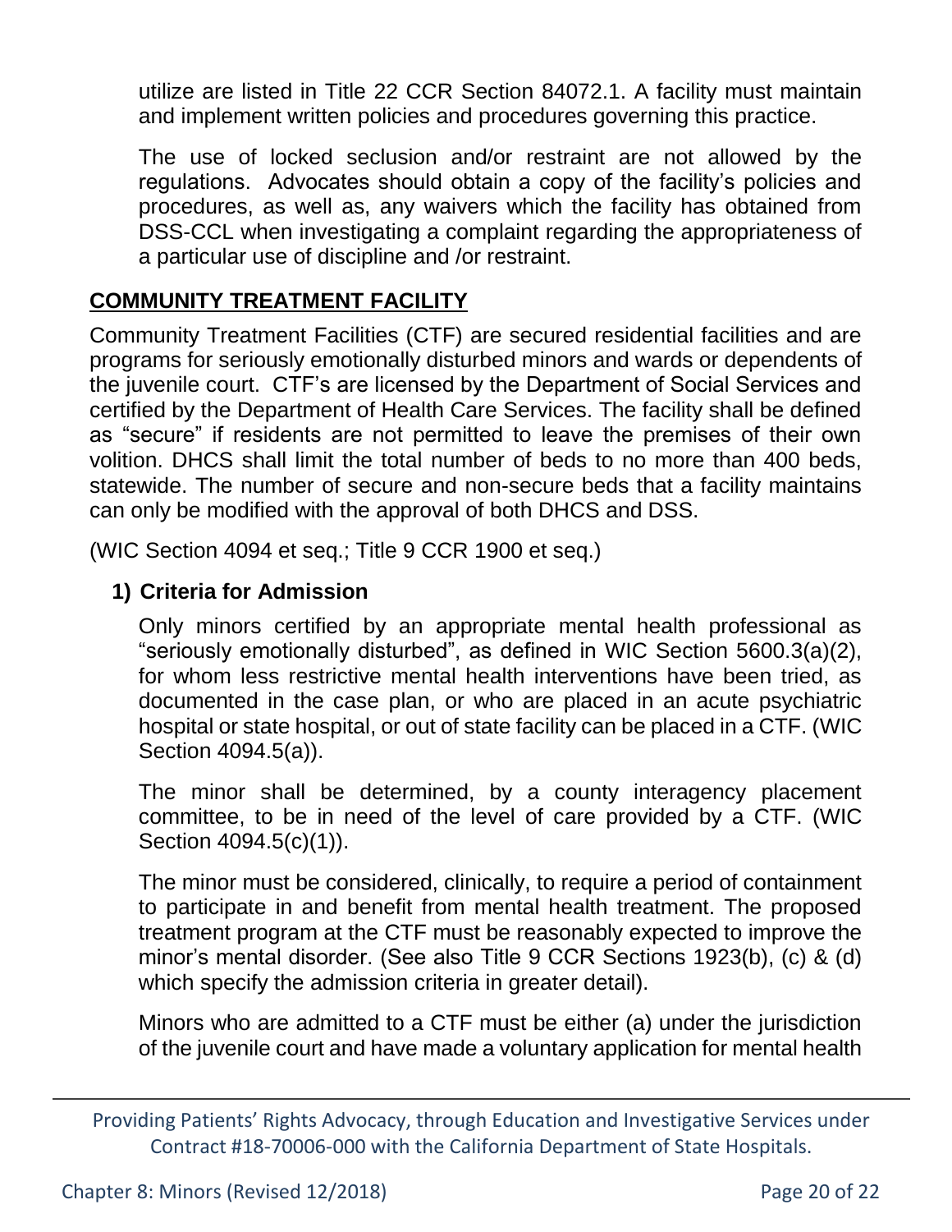utilize are listed in Title 22 CCR Section 84072.1. A facility must maintain and implement written policies and procedures governing this practice.

The use of locked seclusion and/or restraint are not allowed by the regulations. Advocates should obtain a copy of the facility's policies and procedures, as well as, any waivers which the facility has obtained from DSS-CCL when investigating a complaint regarding the appropriateness of a particular use of discipline and /or restraint.

## COMMUNITY TREATMENT FACILITY

Community Treatment Facilities (CTF) are secured residential facilities and are programs for seriously emotionally disturbed minors and wards or dependents of the juvenile court. CTF's are licensed by the Department of Social Services and certified by the Department of Health Care Services. The facility shall be defined as "secure" if residents are not permitted to leave the premises of their own volition. DHCS shall limit the total number of beds to no more than 400 beds, statewide. The number of secure and non-secure beds that a facility maintains can only be modified with the approval of both DHCS and DSS.

(WIC Section 4094 et seq.; Title 9 CCR 1900 et seq.)

### 1) Criteria for Admission

Only minors certified by an appropriate mental health professional as "seriously emotionally disturbed", as defined in WIC Section 5600.3(a)(2), for whom less restrictive mental health interventions have been tried, as documented in the case plan, or who are placed in an acute psychiatric hospital or state hospital, or out of state facility can be placed in a CTF. (WIC Section 4094.5(a)).

The minor shall be determined, by a county interagency placement committee, to be in need of the level of care provided by a CTF. (WIC Section 4094.5(c)(1)).

The minor must be considered, clinically, to require a period of containment to participate in and benefit from mental health treatment. The proposed treatment program at the CTF must be reasonably expected to improve the minor's mental disorder. (See also Title 9 CCR Sections 1923(b), (c) & (d) which specify the admission criteria in greater detail).

Minors who are admitted to a CTF must be either (a) under the jurisdiction of the juvenile court and have made a voluntary application for mental health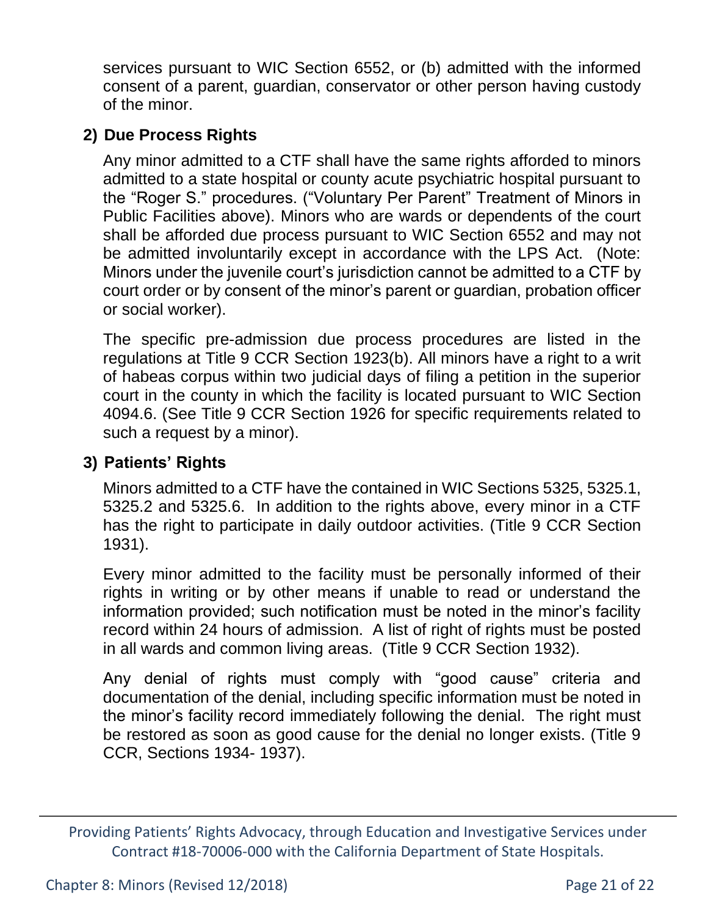services pursuant to WIC Section 6552, or (b) admitted with the informed consent of a parent, guardian, conservator or other person having custody of the minor.

### 2) Due Process Rights

Any minor admitted to a CTF shall have the same rights afforded to minors admitted to a state hospital or county acute psychiatric hospital pursuant to the "Roger S." procedures. ("Voluntary Per Parent" Treatment of Minors in Public Facilities above). Minors who are wards or dependents of the court shall be afforded due process pursuant to WIC Section 6552 and may not be admitted involuntarily except in accordance with the LPS Act. (Note: Minors under the juvenile court's jurisdiction cannot be admitted to a CTF by court order or by consent of the minor's parent or guardian, probation officer or social worker).

The specific pre-admission due process procedures are listed in the regulations at Title 9 CCR Section 1923(b). All minors have a right to a writ of habeas corpus within two judicial days of filing a petition in the superior court in the county in which the facility is located pursuant to WIC Section 4094.6. (See Title 9 CCR Section 1926 for specific requirements related to such a request by a minor).

### 3) Patients' Rights

Minors admitted to a CTF have the contained in WIC Sections 5325, 5325.1, 5325.2 and 5325.6. In addition to the rights above, every minor in a CTF has the right to participate in daily outdoor activities. (Title 9 CCR Section 1931).

Every minor admitted to the facility must be personally informed of their rights in writing or by other means if unable to read or understand the information provided; such notification must be noted in the minor's facility record within 24 hours of admission. A list of right of rights must be posted in all wards and common living areas. (Title 9 CCR Section 1932).

Any denial of rights must comply with "good cause" criteria and documentation of the denial, including specific information must be noted in the minor's facility record immediately following the denial. The right must be restored as soon as good cause for the denial no longer exists. (Title 9 CCR, Sections 1934- 1937).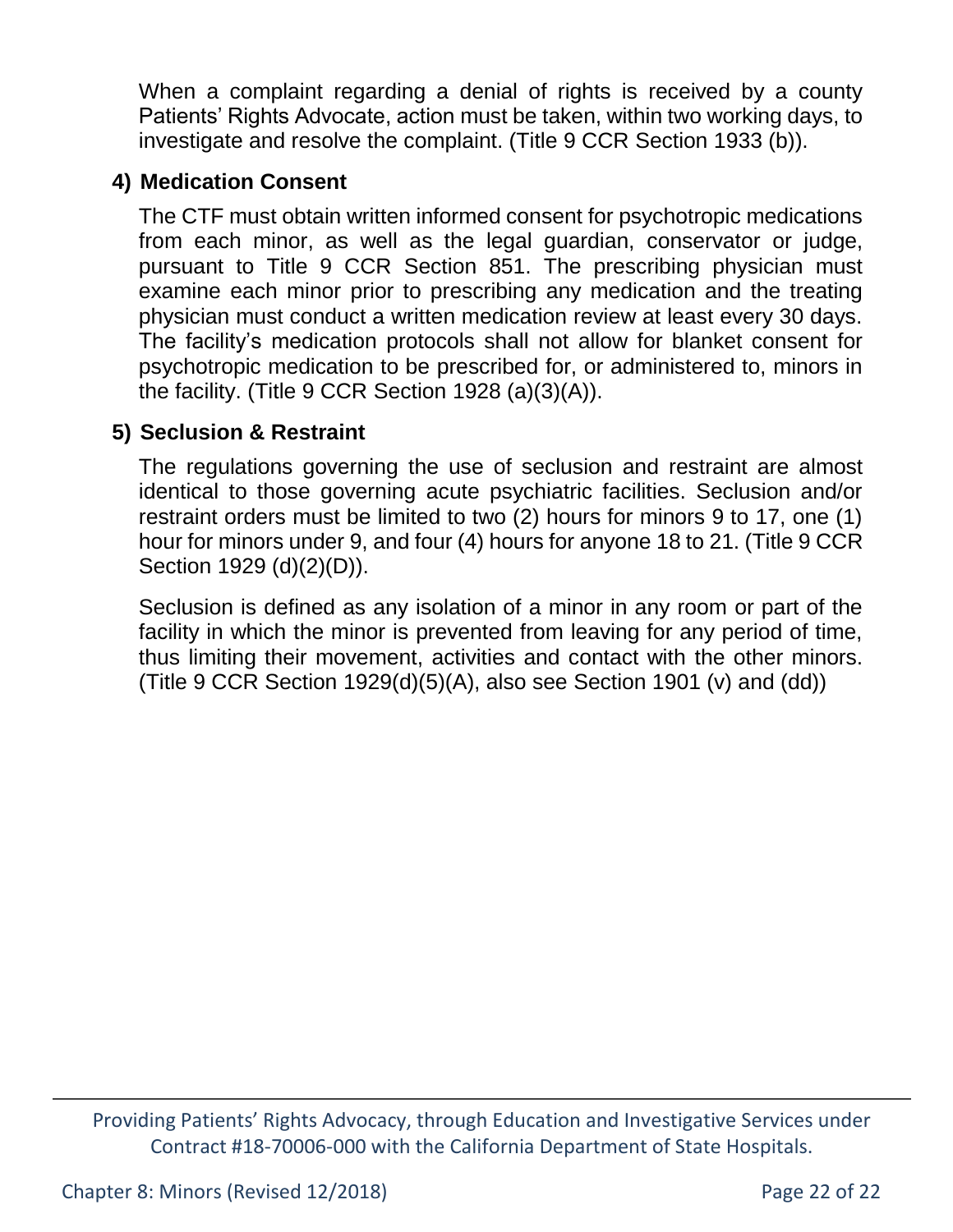When a complaint regarding a denial of rights is received by a county Patients' Rights Advocate, action must be taken, within two working days, to investigate and resolve the complaint. (Title 9 CCR Section 1933 (b)).

#### 4) Medication Consent

The CTF must obtain written informed consent for psychotropic medications from each minor, as well as the legal guardian, conservator or judge, pursuant to Title 9 CCR Section 851. The prescribing physician must examine each minor prior to prescribing any medication and the treating physician must conduct a written medication review at least every 30 days. The facility's medication protocols shall not allow for blanket consent for psychotropic medication to be prescribed for, or administered to, minors in the facility. (Title 9 CCR Section 1928 (a)(3)(A)).

#### 5) Seclusion & Restraint

The regulations governing the use of seclusion and restraint are almost identical to those governing acute psychiatric facilities. Seclusion and/or restraint orders must be limited to two (2) hours for minors 9 to 17, one (1) hour for minors under 9, and four (4) hours for anyone 18 to 21. (Title 9 CCR Section 1929 (d)(2)(D)).

Seclusion is defined as any isolation of a minor in any room or part of the facility in which the minor is prevented from leaving for any period of time, thus limiting their movement, activities and contact with the other minors. (Title 9 CCR Section 1929(d)(5)(A), also see Section 1901 (v) and (dd))

Providing Patients' Rights Advocacy, through Education and Investigative Services under Contract #18-70006-000 with the California Department of State Hospitals.